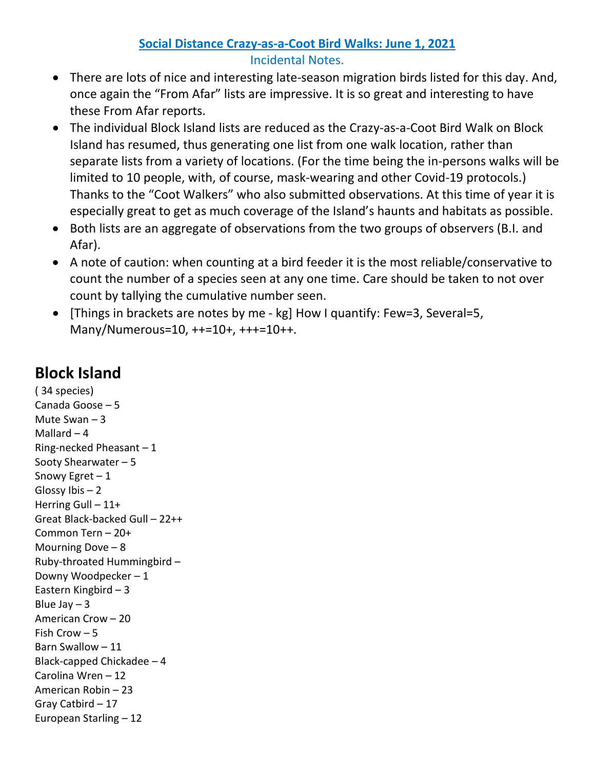## Social Distance Crazy-as-a-Coot Bird Walks: June 1, 2021

Incidental Notes.

- There are lots of nice and interesting late-season migration birds listed for this day. And, once again the "From Afar" lists are impressive. It is so great and interesting to have these From Afar reports.
- The individual Block Island lists are reduced as the Crazy-as-a-Coot Bird Walk on Block Island has resumed, thus generating one list from one walk location, rather than separate lists from a variety of locations. (For the time being the in-persons walks will be limited to 10 people, with, of course, mask-wearing and other Covid-19 protocols.) Thanks to the "Coot Walkers" who also submitted observations. At this time of year it is especially great to get as much coverage of the Island's haunts and habitats as possible.
- Both lists are an aggregate of observations from the two groups of observers (B.I. and Afar).
- A note of caution: when counting at a bird feeder it is the most reliable/conservative to count the number of a species seen at any one time. Care should be taken to not over count by tallying the cumulative number seen.
- [Things in brackets are notes by me - kg] How I quantify: Few=3, Several=5, Many/Numerous=10, ++=10+, +++=10++.

# Block Island

( 34 species)
Canada Goose – 5
Mute Swan – 3
Mallard – 4
Ring-necked Pheasant – 1
Sooty Shearwater – 5
Snowy Egret – 1
Glossy Ibis – 2
Herring Gull – 11+
Great Black-backed Gull – 22++
Common Tern – 20+
Mourning Dove – 8
Ruby-throated Hummingbird –
Downy Woodpecker – 1
Eastern Kingbird – 3
Blue Jay – 3
American Crow – 20
Fish Crow – 5
Barn Swallow – 11
Black-capped Chickadee – 4
Carolina Wren – 12
American Robin – 23
Gray Catbird – 17
European Starling – 12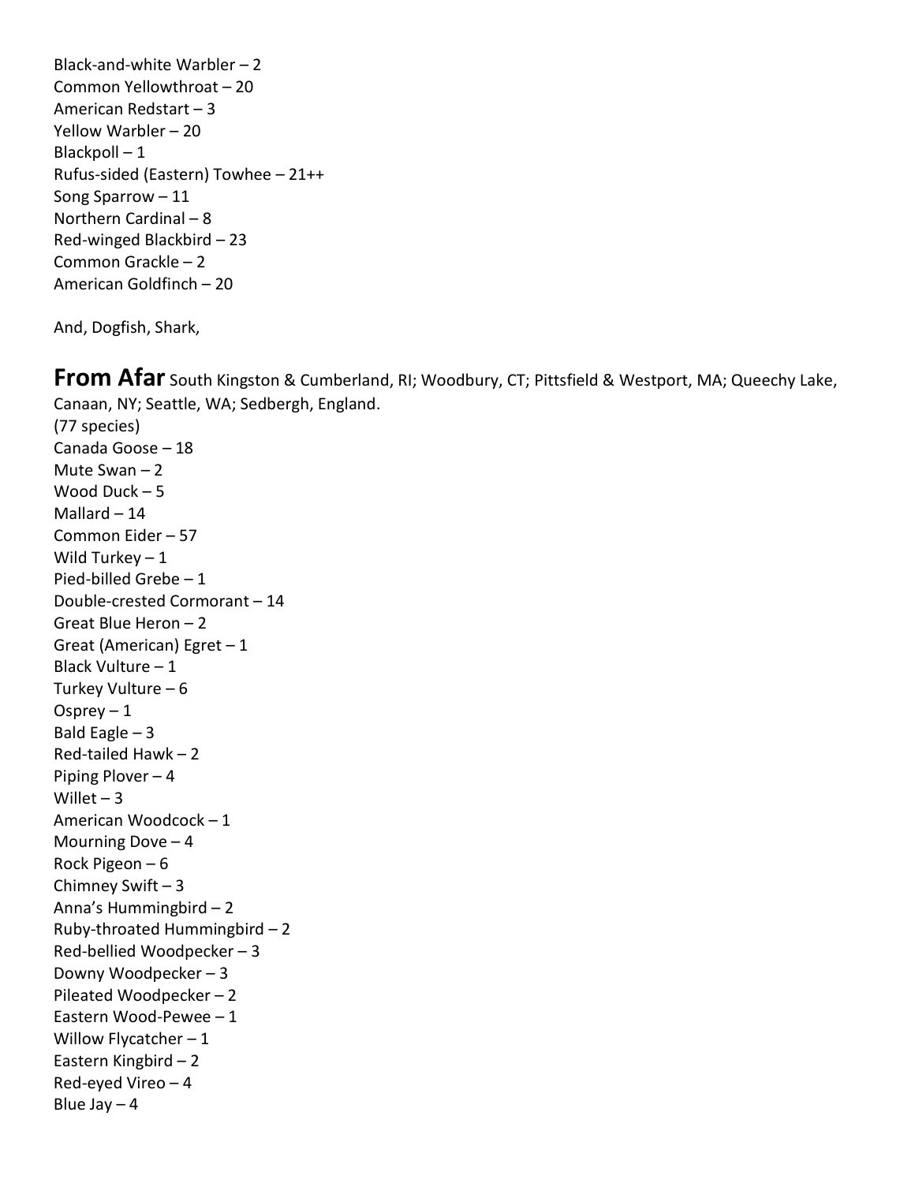Black-and-white Warbler – 2
Common Yellowthroat – 20
American Redstart – 3
Yellow Warbler – 20
Blackpoll – 1
Rufus-sided (Eastern) Towhee – 21++
Song Sparrow – 11
Northern Cardinal – 8
Red-winged Blackbird – 23
Common Grackle – 2
American Goldfinch – 20

And, Dogfish, Shark,

**From Afar** South Kingston & Cumberland, RI; Woodbury, CT; Pittsfield & Westport, MA; Queechy Lake, Canaan, NY; Seattle, WA; Sedbergh, England.
(77 species)
Canada Goose – 18
Mute Swan – 2
Wood Duck – 5
Mallard – 14
Common Eider – 57
Wild Turkey – 1
Pied-billed Grebe – 1
Double-crested Cormorant – 14
Great Blue Heron – 2
Great (American) Egret – 1
Black Vulture – 1
Turkey Vulture – 6
Osprey – 1
Bald Eagle – 3
Red-tailed Hawk – 2
Piping Plover – 4
Willet – 3
American Woodcock – 1
Mourning Dove – 4
Rock Pigeon – 6
Chimney Swift – 3
Anna's Hummingbird – 2
Ruby-throated Hummingbird – 2
Red-bellied Woodpecker – 3
Downy Woodpecker – 3
Pileated Woodpecker – 2
Eastern Wood-Pewee – 1
Willow Flycatcher – 1
Eastern Kingbird – 2
Red-eyed Vireo – 4
Blue Jay – 4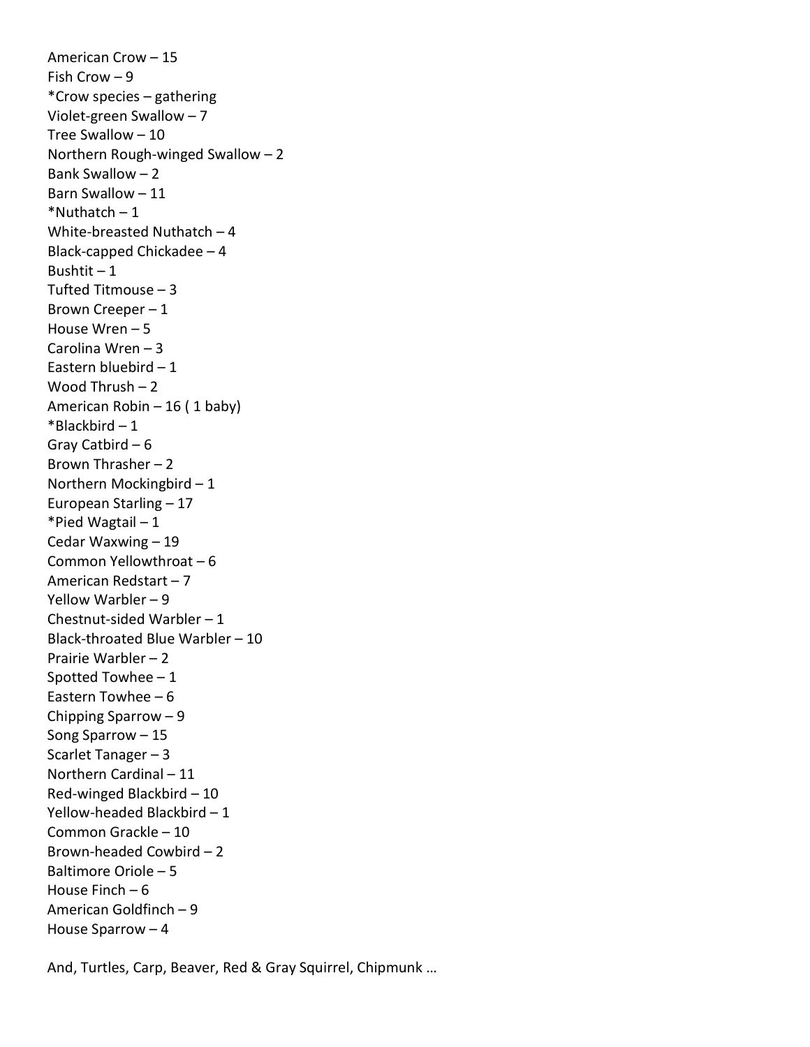American Crow – 15
Fish Crow – 9
*Crow species – gathering
Violet-green Swallow – 7
Tree Swallow – 10
Northern Rough-winged Swallow – 2
Bank Swallow – 2
Barn Swallow – 11
*Nuthatch – 1
White-breasted Nuthatch – 4
Black-capped Chickadee – 4
Bushtit – 1
Tufted Titmouse – 3
Brown Creeper – 1
House Wren – 5
Carolina Wren – 3
Eastern bluebird – 1
Wood Thrush – 2
American Robin – 16 ( 1 baby)
*Blackbird – 1
Gray Catbird – 6
Brown Thrasher – 2
Northern Mockingbird – 1
European Starling – 17
*Pied Wagtail – 1
Cedar Waxwing – 19
Common Yellowthroat – 6
American Redstart – 7
Yellow Warbler – 9
Chestnut-sided Warbler – 1
Black-throated Blue Warbler – 10
Prairie Warbler – 2
Spotted Towhee – 1
Eastern Towhee – 6
Chipping Sparrow – 9
Song Sparrow – 15
Scarlet Tanager – 3
Northern Cardinal – 11
Red-winged Blackbird – 10
Yellow-headed Blackbird – 1
Common Grackle – 10
Brown-headed Cowbird – 2
Baltimore Oriole – 5
House Finch – 6
American Goldfinch – 9
House Sparrow – 4

And, Turtles, Carp, Beaver, Red & Gray Squirrel, Chipmunk …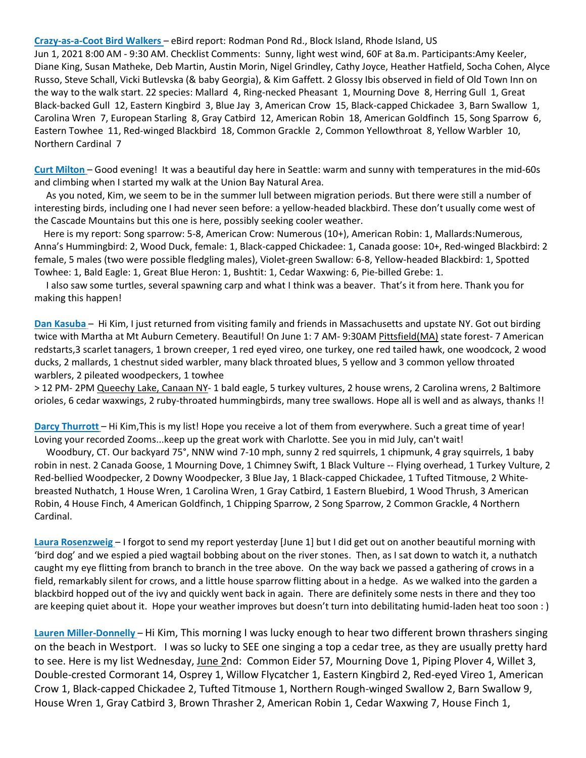**Crazy-as-a-Coot Bird Walkers** – eBird report: Rodman Pond Rd., Block Island, Rhode Island, US
Jun 1, 2021 8:00 AM - 9:30 AM. Checklist Comments: Sunny, light west wind, 60F at 8a.m. Participants:Amy Keeler, Diane King, Susan Matheke, Deb Martin, Austin Morin, Nigel Grindley, Cathy Joyce, Heather Hatfield, Socha Cohen, Alyce Russo, Steve Schall, Vicki Butlevska (& baby Georgia), & Kim Gaffett. 2 Glossy Ibis observed in field of Old Town Inn on the way to the walk start. 22 species: Mallard 4, Ring-necked Pheasant 1, Mourning Dove 8, Herring Gull 1, Great Black-backed Gull 12, Eastern Kingbird 3, Blue Jay 3, American Crow 15, Black-capped Chickadee 3, Barn Swallow 1, Carolina Wren 7, European Starling 8, Gray Catbird 12, American Robin 18, American Goldfinch 15, Song Sparrow 6, Eastern Towhee 11, Red-winged Blackbird 18, Common Grackle 2, Common Yellowthroat 8, Yellow Warbler 10, Northern Cardinal 7

**Curt Milton** – Good evening! It was a beautiful day here in Seattle: warm and sunny with temperatures in the mid-60s and climbing when I started my walk at the Union Bay Natural Area.

As you noted, Kim, we seem to be in the summer lull between migration periods. But there were still a number of interesting birds, including one I had never seen before: a yellow-headed blackbird. These don't usually come west of the Cascade Mountains but this one is here, possibly seeking cooler weather.

Here is my report: Song sparrow: 5-8, American Crow: Numerous (10+), American Robin: 1, Mallards:Numerous, Anna's Hummingbird: 2, Wood Duck, female: 1, Black-capped Chickadee: 1, Canada goose: 10+, Red-winged Blackbird: 2 female, 5 males (two were possible fledgling males), Violet-green Swallow: 6-8, Yellow-headed Blackbird: 1, Spotted Towhee: 1, Bald Eagle: 1, Great Blue Heron: 1, Bushtit: 1, Cedar Waxwing: 6, Pie-billed Grebe: 1.

I also saw some turtles, several spawning carp and what I think was a beaver. That's it from here. Thank you for making this happen!

**Dan Kasuba** – Hi Kim, I just returned from visiting family and friends in Massachusetts and upstate NY. Got out birding twice with Martha at Mt Auburn Cemetery. Beautiful! On June 1: 7 AM- 9:30AM Pittsfield(MA) state forest- 7 American redstarts,3 scarlet tanagers, 1 brown creeper, 1 red eyed vireo, one turkey, one red tailed hawk, one woodcock, 2 wood ducks, 2 mallards, 1 chestnut sided warbler, many black throated blues, 5 yellow and 3 common yellow throated warblers, 2 pileated woodpeckers, 1 towhee

> 12 PM- 2PM Queechy Lake, Canaan NY- 1 bald eagle, 5 turkey vultures, 2 house wrens, 2 Carolina wrens, 2 Baltimore orioles, 6 cedar waxwings, 2 ruby-throated hummingbirds, many tree swallows. Hope all is well and as always, thanks !!

**Darcy Thurrott** – Hi Kim,This is my list! Hope you receive a lot of them from everywhere. Such a great time of year! Loving your recorded Zooms...keep up the great work with Charlotte. See you in mid July, can't wait!

Woodbury, CT. Our backyard 75°, NNW wind 7-10 mph, sunny 2 red squirrels, 1 chipmunk, 4 gray squirrels, 1 baby robin in nest. 2 Canada Goose, 1 Mourning Dove, 1 Chimney Swift, 1 Black Vulture -- Flying overhead, 1 Turkey Vulture, 2 Red-bellied Woodpecker, 2 Downy Woodpecker, 3 Blue Jay, 1 Black-capped Chickadee, 1 Tufted Titmouse, 2 White-breasted Nuthatch, 1 House Wren, 1 Carolina Wren, 1 Gray Catbird, 1 Eastern Bluebird, 1 Wood Thrush, 3 American Robin, 4 House Finch, 4 American Goldfinch, 1 Chipping Sparrow, 2 Song Sparrow, 2 Common Grackle, 4 Northern Cardinal.

**Laura Rosenzweig** – I forgot to send my report yesterday [June 1] but I did get out on another beautiful morning with 'bird dog' and we espied a pied wagtail bobbing about on the river stones. Then, as I sat down to watch it, a nuthatch caught my eye flitting from branch to branch in the tree above. On the way back we passed a gathering of crows in a field, remarkably silent for crows, and a little house sparrow flitting about in a hedge. As we walked into the garden a blackbird hopped out of the ivy and quickly went back in again. There are definitely some nests in there and they too are keeping quiet about it. Hope your weather improves but doesn't turn into debilitating humid-laden heat too soon : )

**Lauren Miller-Donnelly** – Hi Kim, This morning I was lucky enough to hear two different brown thrashers singing on the beach in Westport. I was so lucky to SEE one singing a top a cedar tree, as they are usually pretty hard to see. Here is my list Wednesday, June 2nd: Common Eider 57, Mourning Dove 1, Piping Plover 4, Willet 3, Double-crested Cormorant 14, Osprey 1, Willow Flycatcher 1, Eastern Kingbird 2, Red-eyed Vireo 1, American Crow 1, Black-capped Chickadee 2, Tufted Titmouse 1, Northern Rough-winged Swallow 2, Barn Swallow 9, House Wren 1, Gray Catbird 3, Brown Thrasher 2, American Robin 1, Cedar Waxwing 7, House Finch 1,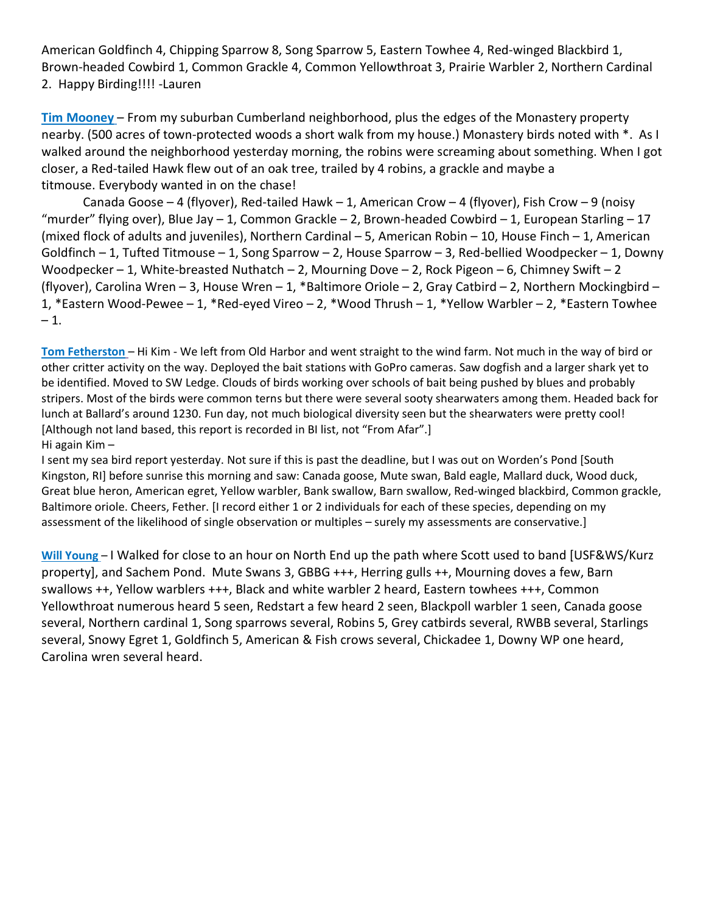American Goldfinch 4, Chipping Sparrow 8, Song Sparrow 5, Eastern Towhee 4, Red-winged Blackbird 1, Brown-headed Cowbird 1, Common Grackle 4, Common Yellowthroat 3, Prairie Warbler 2, Northern Cardinal 2. Happy Birding!!!! -Lauren

**Tim Mooney** – From my suburban Cumberland neighborhood, plus the edges of the Monastery property nearby. (500 acres of town-protected woods a short walk from my house.) Monastery birds noted with *. As I walked around the neighborhood yesterday morning, the robins were screaming about something. When I got closer, a Red-tailed Hawk flew out of an oak tree, trailed by 4 robins, a grackle and maybe a titmouse. Everybody wanted in on the chase!

Canada Goose – 4 (flyover), Red-tailed Hawk – 1, American Crow – 4 (flyover), Fish Crow – 9 (noisy "murder" flying over), Blue Jay – 1, Common Grackle – 2, Brown-headed Cowbird – 1, European Starling – 17 (mixed flock of adults and juveniles), Northern Cardinal – 5, American Robin – 10, House Finch – 1, American Goldfinch – 1, Tufted Titmouse – 1, Song Sparrow – 2, House Sparrow – 3, Red-bellied Woodpecker – 1, Downy Woodpecker – 1, White-breasted Nuthatch – 2, Mourning Dove – 2, Rock Pigeon – 6, Chimney Swift – 2 (flyover), Carolina Wren – 3, House Wren – 1, *Baltimore Oriole – 2, Gray Catbird – 2, Northern Mockingbird – 1, *Eastern Wood-Pewee – 1, *Red-eyed Vireo – 2, *Wood Thrush – 1, *Yellow Warbler – 2, *Eastern Towhee – 1.

**Tom Fetherston** – Hi Kim - We left from Old Harbor and went straight to the wind farm. Not much in the way of bird or other critter activity on the way. Deployed the bait stations with GoPro cameras. Saw dogfish and a larger shark yet to be identified. Moved to SW Ledge. Clouds of birds working over schools of bait being pushed by blues and probably stripers. Most of the birds were common terns but there were several sooty shearwaters among them. Headed back for lunch at Ballard's around 1230. Fun day, not much biological diversity seen but the shearwaters were pretty cool! [Although not land based, this report is recorded in BI list, not "From Afar".]

Hi again Kim –

I sent my sea bird report yesterday. Not sure if this is past the deadline, but I was out on Worden's Pond [South Kingston, RI] before sunrise this morning and saw: Canada goose, Mute swan, Bald eagle, Mallard duck, Wood duck, Great blue heron, American egret, Yellow warbler, Bank swallow, Barn swallow, Red-winged blackbird, Common grackle, Baltimore oriole. Cheers, Fether. [I record either 1 or 2 individuals for each of these species, depending on my assessment of the likelihood of single observation or multiples – surely my assessments are conservative.]

**Will Young** – I Walked for close to an hour on North End up the path where Scott used to band [USF&WS/Kurz property], and Sachem Pond. Mute Swans 3, GBBG +++, Herring gulls ++, Mourning doves a few, Barn swallows ++, Yellow warblers +++, Black and white warbler 2 heard, Eastern towhees +++, Common Yellowthroat numerous heard 5 seen, Redstart a few heard 2 seen, Blackpoll warbler 1 seen, Canada goose several, Northern cardinal 1, Song sparrows several, Robins 5, Grey catbirds several, RWBB several, Starlings several, Snowy Egret 1, Goldfinch 5, American & Fish crows several, Chickadee 1, Downy WP one heard, Carolina wren several heard.